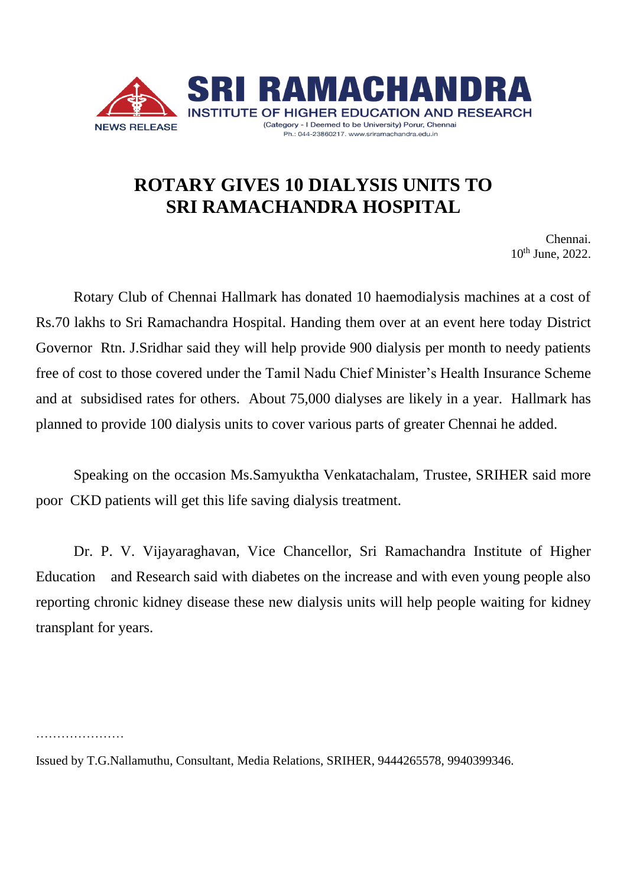SRI RAMACHANDRA
INSTITUTE OF HIGHER EDUCATION AND RESEARCH
(Category - I Deemed to be University) Porur, Chennai
Ph.: 044-23860217. www.sriramachandra.edu.in

NEWS RELEASE

# ROTARY GIVES 10 DIALYSIS UNITS TO SRI RAMACHANDRA HOSPITAL

Chennai.
10th June, 2022.

Rotary Club of Chennai Hallmark has donated 10 haemodialysis machines at a cost of Rs.70 lakhs to Sri Ramachandra Hospital. Handing them over at an event here today District Governor Rtn. J.Sridhar said they will help provide 900 dialysis per month to needy patients free of cost to those covered under the Tamil Nadu Chief Minister's Health Insurance Scheme and at subsidised rates for others. About 75,000 dialyses are likely in a year. Hallmark has planned to provide 100 dialysis units to cover various parts of greater Chennai he added.

Speaking on the occasion Ms.Samyuktha Venkatachalam, Trustee, SRIHER said more poor CKD patients will get this life saving dialysis treatment.

Dr. P. V. Vijayaraghavan, Vice Chancellor, Sri Ramachandra Institute of Higher Education and Research said with diabetes on the increase and with even young people also reporting chronic kidney disease these new dialysis units will help people waiting for kidney transplant for years.

…………………

Issued by T.G.Nallamuthu, Consultant, Media Relations, SRIHER, 9444265578, 9940399346.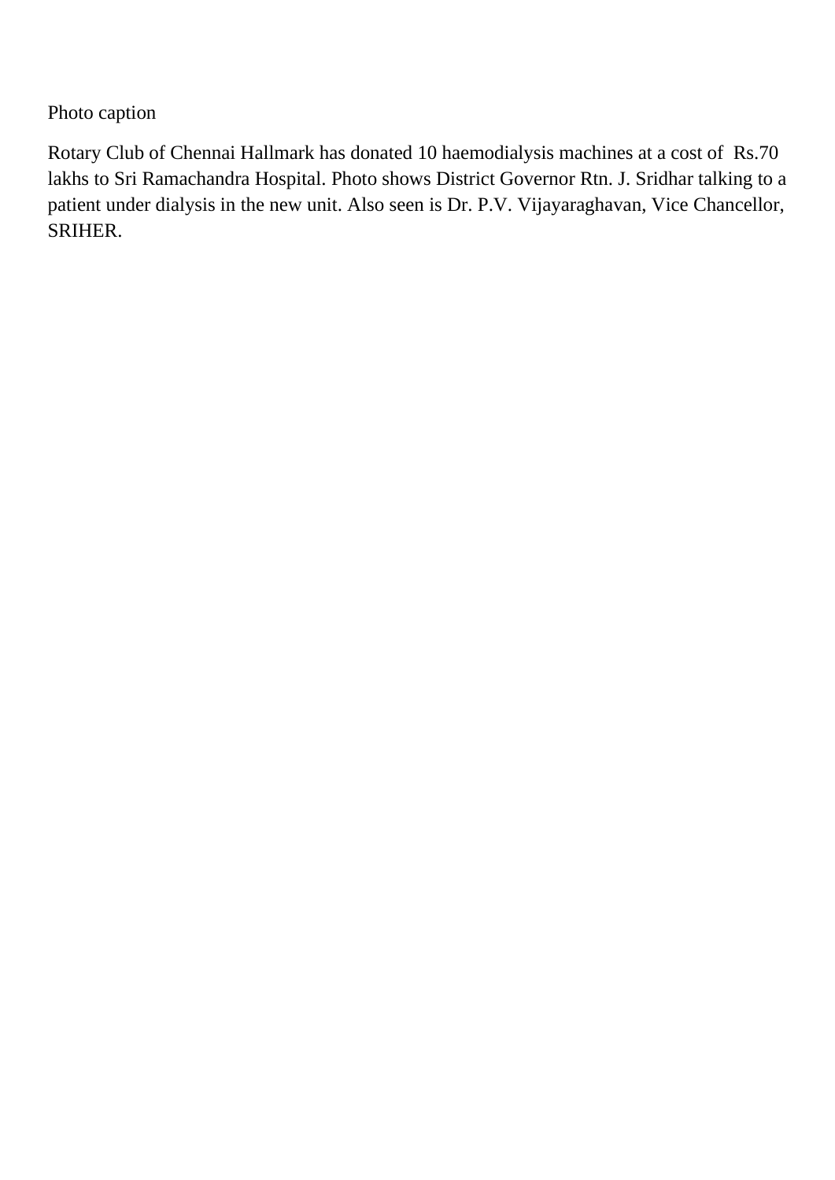Photo caption

Rotary Club of Chennai Hallmark has donated 10 haemodialysis machines at a cost of Rs.70 lakhs to Sri Ramachandra Hospital. Photo shows District Governor Rtn. J. Sridhar talking to a patient under dialysis in the new unit. Also seen is Dr. P.V. Vijayaraghavan, Vice Chancellor, SRIHER.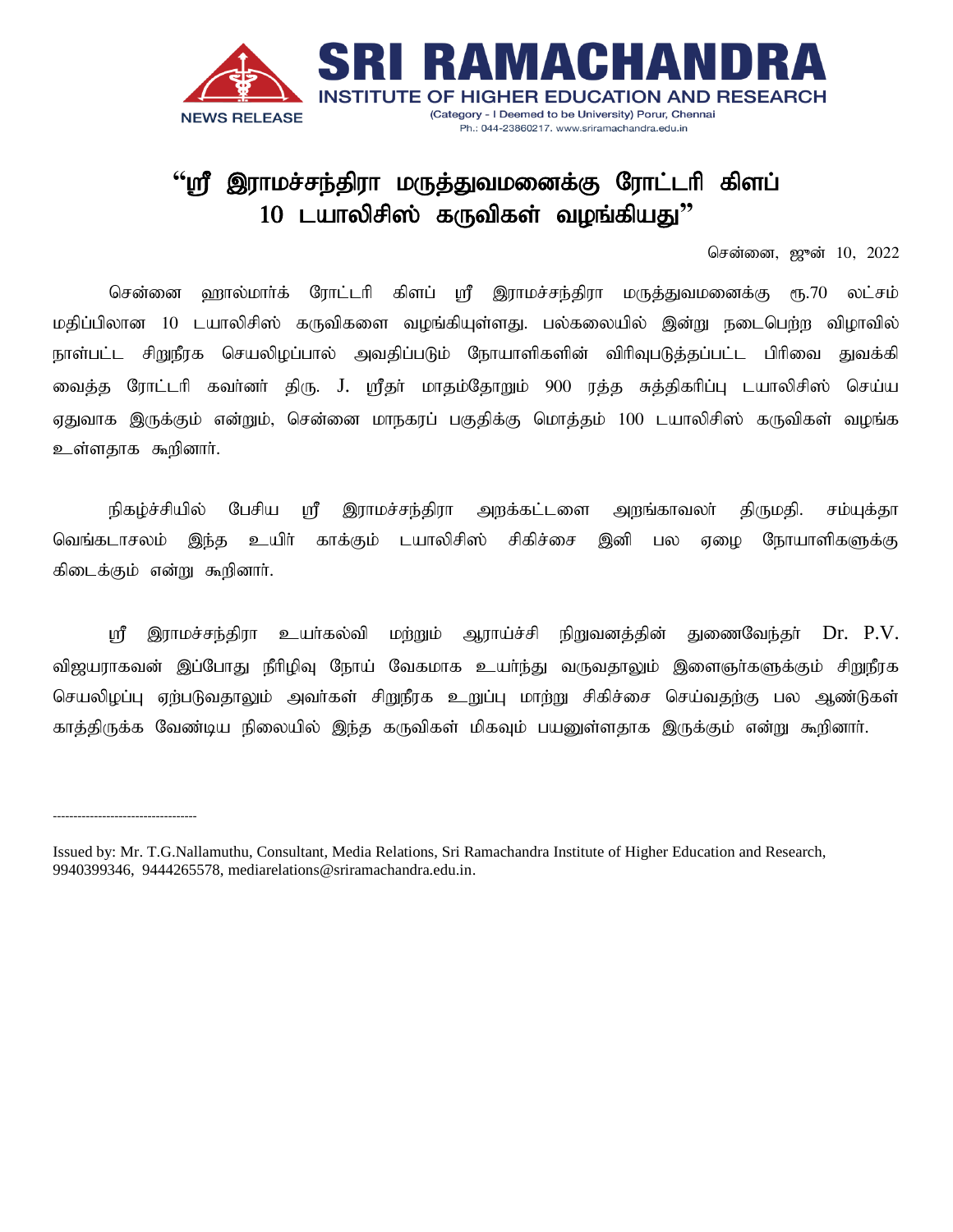SRI RAMACHANDRA
INSTITUTE OF HIGHER EDUCATION AND RESEARCH
(Category - I Deemed to be University) Porur, Chennai
Ph.: 044-23860217. www.sriramachandra.edu.in

NEWS RELEASE

# "ஸ்ரீ இராமச்சந்திரா மருத்துவமனைக்கு ரோட்டரி கிளப் 10 டயாலிசிஸ் கருவிகள் வழங்கியது"

சென்னை, ஜுன் 10, 2022

சென்னை ஹால்மார்க் ரோட்டரி கிளப் ஸ்ரீ இராமச்சந்திரா மருத்துவமனைக்கு ரூ.70 லட்சம் மதிப்பிலான 10 டயாலிசிஸ் கருவிகளை வழங்கியுள்ளது. பல்கலையில் இன்று நடைபெற்ற விழாவில் நாள்பட்ட சிறுநீரக செயலிழப்பால் அவதிப்படும் நோயாளிகளின் விரிவுபடுத்தப்பட்ட பிரிவை துவக்கி வைத்த ரோட்டரி கவர்னர் திரு. J. ஸ்ரீதர் மாதம்தோறும் 900 ரத்த சுத்திகரிப்பு டயாலிசிஸ் செய்ய ஏதுவாக இருக்கும் என்றும், சென்னை மாநகரப் பகுதிக்கு மொத்தம் 100 டயாலிசிஸ் கருவிகள் வழங்க உள்ளதாக கூறினார்.

நிகழ்ச்சியில் பேசிய ஸ்ரீ இராமச்சந்திரா அறக்கட்டளை அறங்காவலர் திருமதி. சம்யுக்தா வெங்கடாசலம் இந்த உயிர் காக்கும் டயாலிசிஸ் சிகிச்சை இனி பல ஏழை நோயாளிகளுக்கு கிடைக்கும் என்று கூறினார்.

ஸ்ரீ இராமச்சந்திரா உயர்கல்வி மற்றும் ஆராய்ச்சி நிறுவனத்தின் துணைவேந்தர் Dr. P.V. விஜயராகவன் இப்போது நீரிழிவு நோய் வேகமாக உயர்ந்து வருவதாலும் இளைஞர்களுக்கும் சிறுநீரக செயலிழப்பு ஏற்படுவதாலும் அவர்கள் சிறுநீரக உறுப்பு மாற்று சிகிச்சை செய்வதற்கு பல ஆண்டுகள் காத்திருக்க வேண்டிய நிலையில் இந்த கருவிகள் மிகவும் பயனுள்ளதாக இருக்கும் என்று கூறினார்.

---

Issued by: Mr. T.G.Nallamuthu, Consultant, Media Relations, Sri Ramachandra Institute of Higher Education and Research, 9940399346, 9444265578, mediarelations@sriramachandra.edu.in.